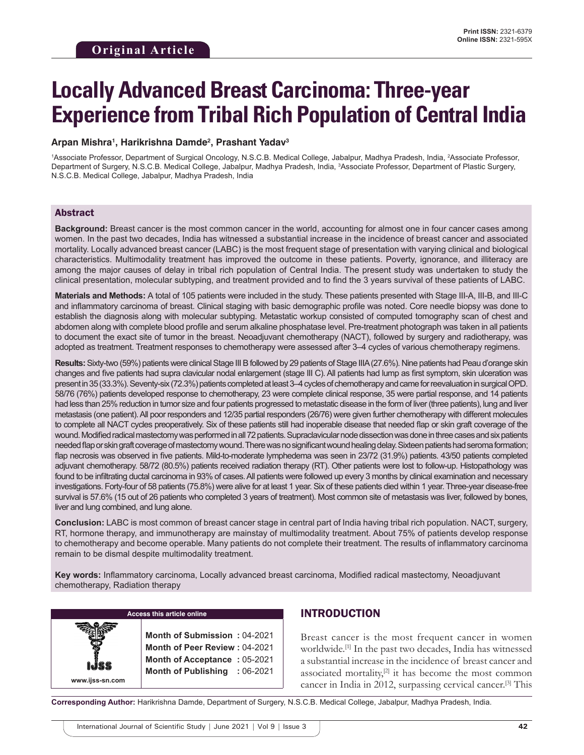**Original Article**

# Locally Advanced Breast Carcinoma: Three-year Experience from Tribal Rich Population of Central India

**Arpan Mishra[1], Harikrishna Damde[2], Prashant Yadav[3]**

[1]Associate Professor, Department of Surgical Oncology, N.S.C.B. Medical College, Jabalpur, Madhya Pradesh, India, [2]Associate Professor, Department of Surgery, N.S.C.B. Medical College, Jabalpur, Madhya Pradesh, India, [3]Associate Professor, Department of Plastic Surgery, N.S.C.B. Medical College, Jabalpur, Madhya Pradesh, India

## Abstract

**Background:** Breast cancer is the most common cancer in the world, accounting for almost one in four cancer cases among women. In the past two decades, India has witnessed a substantial increase in the incidence of breast cancer and associated mortality. Locally advanced breast cancer (LABC) is the most frequent stage of presentation with varying clinical and biological characteristics. Multimodality treatment has improved the outcome in these patients. Poverty, ignorance, and illiteracy are among the major causes of delay in tribal rich population of Central India. The present study was undertaken to study the clinical presentation, molecular subtyping, and treatment provided and to find the 3 years survival of these patients of LABC.

**Materials and Methods:** A total of 105 patients were included in the study. These patients presented with Stage III-A, III-B, and III-C and inflammatory carcinoma of breast. Clinical staging with basic demographic profile was noted. Core needle biopsy was done to establish the diagnosis along with molecular subtyping. Metastatic workup consisted of computed tomography scan of chest and abdomen along with complete blood profile and serum alkaline phosphatase level. Pre-treatment photograph was taken in all patients to document the exact site of tumor in the breast. Neoadjuvant chemotherapy (NACT), followed by surgery and radiotherapy, was adopted as treatment. Treatment responses to chemotherapy were assessed after 3–4 cycles of various chemotherapy regimens.

**Results:** Sixty-two (59%) patients were clinical Stage III B followed by 29 patients of Stage IIIA (27.6%). Nine patients had Peau d'orange skin changes and five patients had supra clavicular nodal enlargement (stage III C). All patients had lump as first symptom, skin ulceration was present in 35 (33.3%). Seventy-six (72.3%) patients completed at least 3–4 cycles of chemotherapy and came for reevaluation in surgical OPD. 58/76 (76%) patients developed response to chemotherapy, 23 were complete clinical response, 35 were partial response, and 14 patients had less than 25% reduction in tumor size and four patients progressed to metastatic disease in the form of liver (three patients), lung and liver metastasis (one patient). All poor responders and 12/35 partial responders (26/76) were given further chemotherapy with different molecules to complete all NACT cycles preoperatively. Six of these patients still had inoperable disease that needed flap or skin graft coverage of the wound. Modified radical mastectomy was performed in all 72 patients. Supraclavicular node dissection was done in three cases and six patients needed flap or skin graft coverage of mastectomy wound. There was no significant wound healing delay. Sixteen patients had seroma formation; flap necrosis was observed in five patients. Mild-to-moderate lymphedema was seen in 23/72 (31.9%) patients. 43/50 patients completed adjuvant chemotherapy. 58/72 (80.5%) patients received radiation therapy (RT). Other patients were lost to follow-up. Histopathology was found to be infiltrating ductal carcinoma in 93% of cases. All patients were followed up every 3 months by clinical examination and necessary investigations. Forty-four of 58 patients (75.8%) were alive for at least 1 year. Six of these patients died within 1 year. Three-year disease-free survival is 57.6% (15 out of 26 patients who completed 3 years of treatment). Most common site of metastasis was liver, followed by bones, liver and lung combined, and lung alone.

**Conclusion:** LABC is most common of breast cancer stage in central part of India having tribal rich population. NACT, surgery, RT, hormone therapy, and immunotherapy are mainstay of multimodality treatment. About 75% of patients develop response to chemotherapy and become operable. Many patients do not complete their treatment. The results of inflammatory carcinoma remain to be dismal despite multimodality treatment.

**Key words:** Inflammatory carcinoma, Locally advanced breast carcinoma, Modified radical mastectomy, Neoadjuvant chemotherapy, Radiation therapy

**Access this article online**

www.ijss-sn.com

**Month of Submission :** 04-2021
**Month of Peer Review :** 04-2021
**Month of Acceptance :** 05-2021
**Month of Publishing :** 06-2021

## INTRODUCTION

Breast cancer is the most frequent cancer in women worldwide.[1] In the past two decades, India has witnessed a substantial increase in the incidence of breast cancer and associated mortality,[2] it has become the most common cancer in India in 2012, surpassing cervical cancer.[3] This

**Corresponding Author:** Harikrishna Damde, Department of Surgery, N.S.C.B. Medical College, Jabalpur, Madhya Pradesh, India.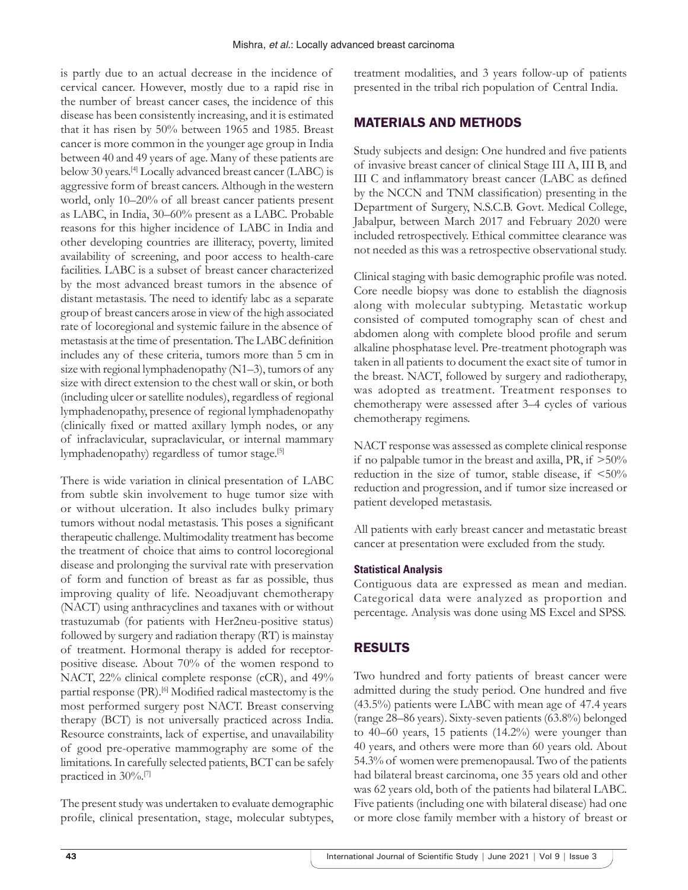is partly due to an actual decrease in the incidence of cervical cancer. However, mostly due to a rapid rise in the number of breast cancer cases, the incidence of this disease has been consistently increasing, and it is estimated that it has risen by 50% between 1965 and 1985. Breast cancer is more common in the younger age group in India between 40 and 49 years of age. Many of these patients are below 30 years.[4] Locally advanced breast cancer (LABC) is aggressive form of breast cancers. Although in the western world, only 10–20% of all breast cancer patients present as LABC, in India, 30–60% present as a LABC. Probable reasons for this higher incidence of LABC in India and other developing countries are illiteracy, poverty, limited availability of screening, and poor access to health-care facilities. LABC is a subset of breast cancer characterized by the most advanced breast tumors in the absence of distant metastasis. The need to identify labc as a separate group of breast cancers arose in view of the high associated rate of locoregional and systemic failure in the absence of metastasis at the time of presentation. The LABC definition includes any of these criteria, tumors more than 5 cm in size with regional lymphadenopathy (N1–3), tumors of any size with direct extension to the chest wall or skin, or both (including ulcer or satellite nodules), regardless of regional lymphadenopathy, presence of regional lymphadenopathy (clinically fixed or matted axillary lymph nodes, or any of infraclavicular, supraclavicular, or internal mammary lymphadenopathy) regardless of tumor stage.[5]

There is wide variation in clinical presentation of LABC from subtle skin involvement to huge tumor size with or without ulceration. It also includes bulky primary tumors without nodal metastasis. This poses a significant therapeutic challenge. Multimodality treatment has become the treatment of choice that aims to control locoregional disease and prolonging the survival rate with preservation of form and function of breast as far as possible, thus improving quality of life. Neoadjuvant chemotherapy (NACT) using anthracyclines and taxanes with or without trastuzumab (for patients with Her2neu-positive status) followed by surgery and radiation therapy (RT) is mainstay of treatment. Hormonal therapy is added for receptor-positive disease. About 70% of the women respond to NACT, 22% clinical complete response (cCR), and 49% partial response (PR).[6] Modified radical mastectomy is the most performed surgery post NACT. Breast conserving therapy (BCT) is not universally practiced across India. Resource constraints, lack of expertise, and unavailability of good pre-operative mammography are some of the limitations. In carefully selected patients, BCT can be safely practiced in 30%.[7]

The present study was undertaken to evaluate demographic profile, clinical presentation, stage, molecular subtypes, treatment modalities, and 3 years follow-up of patients presented in the tribal rich population of Central India.

## MATERIALS AND METHODS

Study subjects and design: One hundred and five patients of invasive breast cancer of clinical Stage III A, III B, and III C and inflammatory breast cancer (LABC as defined by the NCCN and TNM classification) presenting in the Department of Surgery, N.S.C.B. Govt. Medical College, Jabalpur, between March 2017 and February 2020 were included retrospectively. Ethical committee clearance was not needed as this was a retrospective observational study.

Clinical staging with basic demographic profile was noted. Core needle biopsy was done to establish the diagnosis along with molecular subtyping. Metastatic workup consisted of computed tomography scan of chest and abdomen along with complete blood profile and serum alkaline phosphatase level. Pre-treatment photograph was taken in all patients to document the exact site of tumor in the breast. NACT, followed by surgery and radiotherapy, was adopted as treatment. Treatment responses to chemotherapy were assessed after 3–4 cycles of various chemotherapy regimens.

NACT response was assessed as complete clinical response if no palpable tumor in the breast and axilla, PR, if >50% reduction in the size of tumor, stable disease, if <50% reduction and progression, and if tumor size increased or patient developed metastasis.

All patients with early breast cancer and metastatic breast cancer at presentation were excluded from the study.

### Statistical Analysis

Contiguous data are expressed as mean and median. Categorical data were analyzed as proportion and percentage. Analysis was done using MS Excel and SPSS.

## RESULTS

Two hundred and forty patients of breast cancer were admitted during the study period. One hundred and five (43.5%) patients were LABC with mean age of 47.4 years (range 28–86 years). Sixty-seven patients (63.8%) belonged to 40–60 years, 15 patients (14.2%) were younger than 40 years, and others were more than 60 years old. About 54.3% of women were premenopausal. Two of the patients had bilateral breast carcinoma, one 35 years old and other was 62 years old, both of the patients had bilateral LABC. Five patients (including one with bilateral disease) had one or more close family member with a history of breast or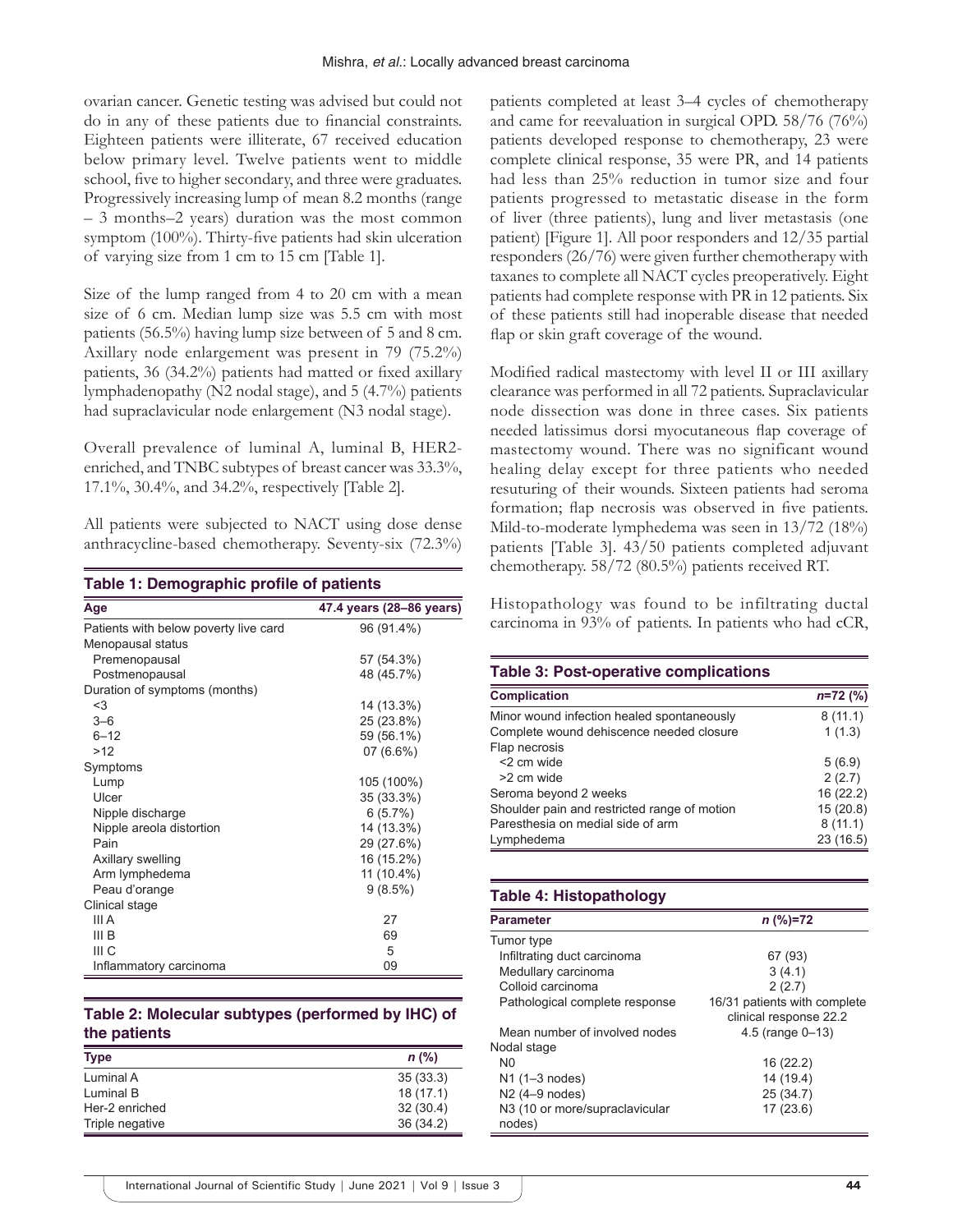ovarian cancer. Genetic testing was advised but could not do in any of these patients due to financial constraints. Eighteen patients were illiterate, 67 received education below primary level. Twelve patients went to middle school, five to higher secondary, and three were graduates. Progressively increasing lump of mean 8.2 months (range – 3 months–2 years) duration was the most common symptom (100%). Thirty-five patients had skin ulceration of varying size from 1 cm to 15 cm [Table 1].

Size of the lump ranged from 4 to 20 cm with a mean size of 6 cm. Median lump size was 5.5 cm with most patients (56.5%) having lump size between of 5 and 8 cm. Axillary node enlargement was present in 79 (75.2%) patients, 36 (34.2%) patients had matted or fixed axillary lymphadenopathy (N2 nodal stage), and 5 (4.7%) patients had supraclavicular node enlargement (N3 nodal stage).

Overall prevalence of luminal A, luminal B, HER2-enriched, and TNBC subtypes of breast cancer was 33.3%, 17.1%, 30.4%, and 34.2%, respectively [Table 2].

All patients were subjected to NACT using dose dense anthracycline-based chemotherapy. Seventy-six (72.3%) patients completed at least 3–4 cycles of chemotherapy and came for reevaluation in surgical OPD. 58/76 (76%) patients developed response to chemotherapy, 23 were complete clinical response, 35 were PR, and 14 patients had less than 25% reduction in tumor size and four patients progressed to metastatic disease in the form of liver (three patients), lung and liver metastasis (one patient) [Figure 1]. All poor responders and 12/35 partial responders (26/76) were given further chemotherapy with taxanes to complete all NACT cycles preoperatively. Eight patients had complete response with PR in 12 patients. Six of these patients still had inoperable disease that needed flap or skin graft coverage of the wound.

Modified radical mastectomy with level II or III axillary clearance was performed in all 72 patients. Supraclavicular node dissection was done in three cases. Six patients needed latissimus dorsi myocutaneous flap coverage of mastectomy wound. There was no significant wound healing delay except for three patients who needed resuturing of their wounds. Sixteen patients had seroma formation; flap necrosis was observed in five patients. Mild-to-moderate lymphedema was seen in 13/72 (18%) patients [Table 3]. 43/50 patients completed adjuvant chemotherapy. 58/72 (80.5%) patients received RT.

Histopathology was found to be infiltrating ductal carcinoma in 93% of patients. In patients who had cCR,

**Table 1: Demographic profile of patients**

| Age | 47.4 years (28–86 years) |
|---|---|
| Patients with below poverty live card | 96 (91.4%) |
| Menopausal status | |
| Premenopausal | 57 (54.3%) |
| Postmenopausal | 48 (45.7%) |
| Duration of symptoms (months) | |
| <3 | 14 (13.3%) |
| 3–6 | 25 (23.8%) |
| 6–12 | 59 (56.1%) |
| >12 | 07 (6.6%) |
| Symptoms | |
| Lump | 105 (100%) |
| Ulcer | 35 (33.3%) |
| Nipple discharge | 6 (5.7%) |
| Nipple areola distortion | 14 (13.3%) |
| Pain | 29 (27.6%) |
| Axillary swelling | 16 (15.2%) |
| Arm lymphedema | 11 (10.4%) |
| Peau d'orange | 9 (8.5%) |
| Clinical stage | |
| III A | 27 |
| III B | 69 |
| III C | 5 |
| Inflammatory carcinoma | 09 |

**Table 2: Molecular subtypes (performed by IHC) of the patients**

| Type | *n* (%) |
|---|---|
| Luminal A | 35 (33.3) |
| Luminal B | 18 (17.1) |
| Her-2 enriched | 32 (30.4) |
| Triple negative | 36 (34.2) |

**Table 3: Post-operative complications**

| Complication | *n*=72 (%) |
|---|---|
| Minor wound infection healed spontaneously | 8 (11.1) |
| Complete wound dehiscence needed closure | 1 (1.3) |
| Flap necrosis | |
| <2 cm wide | 5 (6.9) |
| >2 cm wide | 2 (2.7) |
| Seroma beyond 2 weeks | 16 (22.2) |
| Shoulder pain and restricted range of motion | 15 (20.8) |
| Paresthesia on medial side of arm | 8 (11.1) |
| Lymphedema | 23 (16.5) |

**Table 4: Histopathology**

| Parameter | *n* (%)=72 |
|---|---|
| Tumor type | |
| Infiltrating duct carcinoma | 67 (93) |
| Medullary carcinoma | 3 (4.1) |
| Colloid carcinoma | 2 (2.7) |
| Pathological complete response | 16/31 patients with complete clinical response 22.2 |
| Mean number of involved nodes | 4.5 (range 0–13) |
| Nodal stage | |
| N0 | 16 (22.2) |
| N1 (1–3 nodes) | 14 (19.4) |
| N2 (4–9 nodes) | 25 (34.7) |
| N3 (10 or more/supraclavicular nodes) | 17 (23.6) |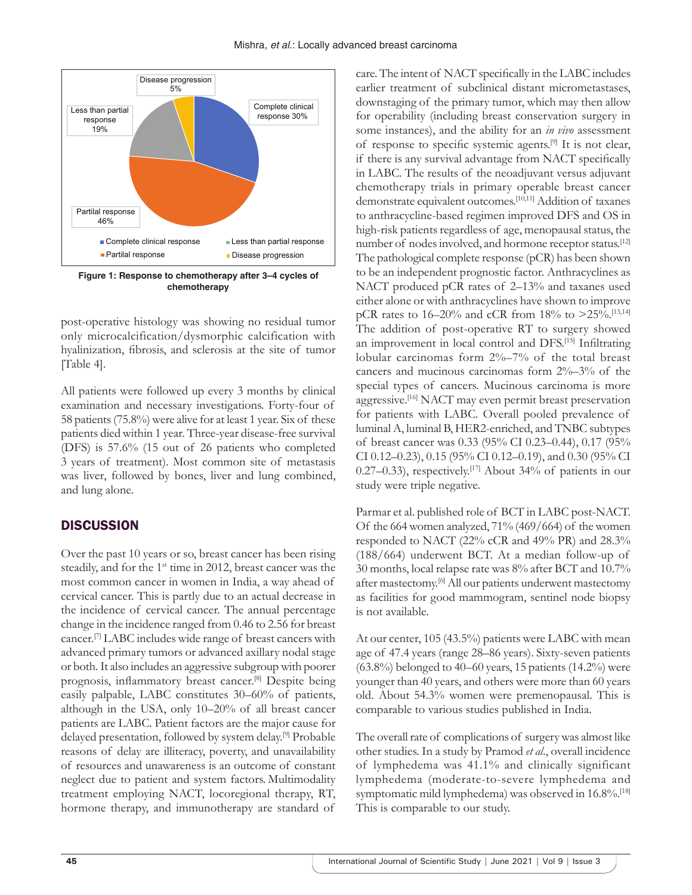Figure 1: Response to chemotherapy after 3–4 cycles of chemotherapy

post-operative histology was showing no residual tumor only microcalcification/dysmorphic calcification with hyalinization, fibrosis, and sclerosis at the site of tumor [Table 4].

All patients were followed up every 3 months by clinical examination and necessary investigations. Forty-four of 58 patients (75.8%) were alive for at least 1 year. Six of these patients died within 1 year. Three-year disease-free survival (DFS) is 57.6% (15 out of 26 patients who completed 3 years of treatment). Most common site of metastasis was liver, followed by bones, liver and lung combined, and lung alone.

## DISCUSSION

Over the past 10 years or so, breast cancer has been rising steadily, and for the 1st time in 2012, breast cancer was the most common cancer in women in India, a way ahead of cervical cancer. This is partly due to an actual decrease in the incidence of cervical cancer. The annual percentage change in the incidence ranged from 0.46 to 2.56 for breast cancer.[7] LABC includes wide range of breast cancers with advanced primary tumors or advanced axillary nodal stage or both. It also includes an aggressive subgroup with poorer prognosis, inflammatory breast cancer.[8] Despite being easily palpable, LABC constitutes 30–60% of patients, although in the USA, only 10–20% of all breast cancer patients are LABC. Patient factors are the major cause for delayed presentation, followed by system delay.[9] Probable reasons of delay are illiteracy, poverty, and unavailability of resources and unawareness is an outcome of constant neglect due to patient and system factors. Multimodality treatment employing NACT, locoregional therapy, RT, hormone therapy, and immunotherapy are standard of care. The intent of NACT specifically in the LABC includes earlier treatment of subclinical distant micrometastases, downstaging of the primary tumor, which may then allow for operability (including breast conservation surgery in some instances), and the ability for an *in vivo* assessment of response to specific systemic agents.[9] It is not clear, if there is any survival advantage from NACT specifically in LABC. The results of the neoadjuvant versus adjuvant chemotherapy trials in primary operable breast cancer demonstrate equivalent outcomes.[10,11] Addition of taxanes to anthracycline-based regimen improved DFS and OS in high-risk patients regardless of age, menopausal status, the number of nodes involved, and hormone receptor status.[12] The pathological complete response (pCR) has been shown to be an independent prognostic factor. Anthracyclines as NACT produced pCR rates of 2–13% and taxanes used either alone or with anthracyclines have shown to improve pCR rates to 16–20% and cCR from 18% to >25%.[13,14] The addition of post-operative RT to surgery showed an improvement in local control and DFS.[15] Infiltrating lobular carcinomas form 2%–7% of the total breast cancers and mucinous carcinomas form 2%–3% of the special types of cancers. Mucinous carcinoma is more aggressive.[16] NACT may even permit breast preservation for patients with LABC. Overall pooled prevalence of luminal A, luminal B, HER2-enriched, and TNBC subtypes of breast cancer was 0.33 (95% CI 0.23–0.44), 0.17 (95% CI 0.12–0.23), 0.15 (95% CI 0.12–0.19), and 0.30 (95% CI 0.27–0.33), respectively.[17] About 34% of patients in our study were triple negative.

Parmar et al. published role of BCT in LABC post-NACT. Of the 664 women analyzed, 71% (469/664) of the women responded to NACT (22% cCR and 49% PR) and 28.3% (188/664) underwent BCT. At a median follow-up of 30 months, local relapse rate was 8% after BCT and 10.7% after mastectomy.[6] All our patients underwent mastectomy as facilities for good mammogram, sentinel node biopsy is not available.

At our center, 105 (43.5%) patients were LABC with mean age of 47.4 years (range 28–86 years). Sixty-seven patients (63.8%) belonged to 40–60 years, 15 patients (14.2%) were younger than 40 years, and others were more than 60 years old. About 54.3% women were premenopausal. This is comparable to various studies published in India.

The overall rate of complications of surgery was almost like other studies. In a study by Pramod *et al*., overall incidence of lymphedema was 41.1% and clinically significant lymphedema (moderate-to-severe lymphedema and symptomatic mild lymphedema) was observed in 16.8%.[18] This is comparable to our study.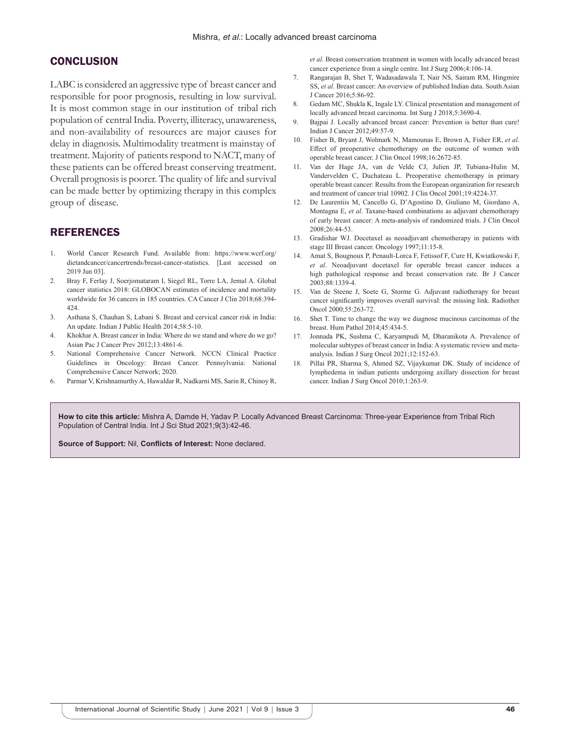## CONCLUSION

LABC is considered an aggressive type of breast cancer and responsible for poor prognosis, resulting in low survival. It is most common stage in our institution of tribal rich population of central India. Poverty, illiteracy, unawareness, and non-availability of resources are major causes for delay in diagnosis. Multimodality treatment is mainstay of treatment. Majority of patients respond to NACT, many of these patients can be offered breast conserving treatment. Overall prognosis is poorer. The quality of life and survival can be made better by optimizing therapy in this complex group of disease.

## REFERENCES

1. World Cancer Research Fund. Available from: https://www.wcrf.org/dietandcancer/cancertrends/breast-cancer-statistics. [Last accessed on 2019 Jun 03].
2. Bray F, Ferlay J, Soerjomataram I, Siegel RL, Torre LA, Jemal A. Global cancer statistics 2018: GLOBOCAN estimates of incidence and mortality worldwide for 36 cancers in 185 countries. CA Cancer J Clin 2018;68:394-424.
3. Asthana S, Chauhan S, Labani S. Breast and cervical cancer risk in India: An update. Indian J Public Health 2014;58:5-10.
4. Khokhar A. Breast cancer in India: Where do we stand and where do we go? Asian Pac J Cancer Prev 2012;13:4861-6.
5. National Comprehensive Cancer Network. NCCN Clinical Practice Guidelines in Oncology: Breast Cancer. Pennsylvania: National Comprehensive Cancer Network; 2020.
6. Parmar V, Krishnamurthy A, Hawaldar R, Nadkarni MS, Sarin R, Chinoy R, *et al*. Breast conservation treatment in women with locally advanced breast cancer experience from a single centre. Int J Surg 2006;4:106-14.
7. Rangarajan B, Shet T, Wadasadawala T, Nair NS, Sairam RM, Hingmire SS, *et al*. Breast cancer: An overview of published Indian data. South Asian J Cancer 2016;5:86-92.
8. Gedam MC, Shukla K, Ingale LY. Clinical presentation and management of locally advanced breast carcinoma. Int Surg J 2018;5:3690-4.
9. Bajpai J. Locally advanced breast cancer: Prevention is better than cure! Indian J Cancer 2012;49:57-9.
10. Fisher B, Bryant J, Wolmark N, Mamounas E, Brown A, Fisher ER, *et al*. Effect of preoperative chemotherapy on the outcome of women with operable breast cancer. J Clin Oncol 1998;16:2672-85.
11. Van der Hage JA, van de Velde CJ, Julien JP, Tubiana-Hulin M, Vandervelden C, Duchateau L. Preoperative chemotherapy in primary operable breast cancer: Results from the European organization for research and treatment of cancer trial 10902. J Clin Oncol 2001;19:4224-37.
12. De Laurentiis M, Cancello G, D'Agostino D, Giuliano M, Giordano A, Montagna E, *et al*. Taxane-based combinations as adjuvant chemotherapy of early breast cancer: A meta-analysis of randomized trials. J Clin Oncol 2008;26:44-53.
13. Gradishar WJ. Docetaxel as neoadjuvant chemotherapy in patients with stage III Breast cancer. Oncology 1997;11:15-8.
14. Amat S, Bougnoux P, Penault-Lorca F, Fetissof F, Cure H, Kwiatkowski F, *et al*. Neoadjuvant docetaxel for operable breast cancer induces a high pathological response and breast conservation rate. Br J Cancer 2003;88:1339-4.
15. Van de Steene J, Soete G, Storme G. Adjuvant radiotherapy for breast cancer significantly improves overall survival: the missing link. Radiother Oncol 2000;55:263-72.
16. Shet T. Time to change the way we diagnose mucinous carcinomas of the breast. Hum Pathol 2014;45:434-5.
17. Jonnada PK, Sushma C, Karyampudi M, Dharanikota A. Prevalence of molecular subtypes of breast cancer in India: A systematic review and meta-analysis. Indian J Surg Oncol 2021;12:152-63.
18. Pillai PR, Sharma S, Ahmed SZ, Vijaykumar DK. Study of incidence of lymphedema in indian patients undergoing axillary dissection for breast cancer. Indian J Surg Oncol 2010;1:263-9.

**How to cite this article:** Mishra A, Damde H, Yadav P. Locally Advanced Breast Carcinoma: Three-year Experience from Tribal Rich Population of Central India. Int J Sci Stud 2021;9(3):42-46.

**Source of Support:** Nil, **Conflicts of Interest:** None declared.